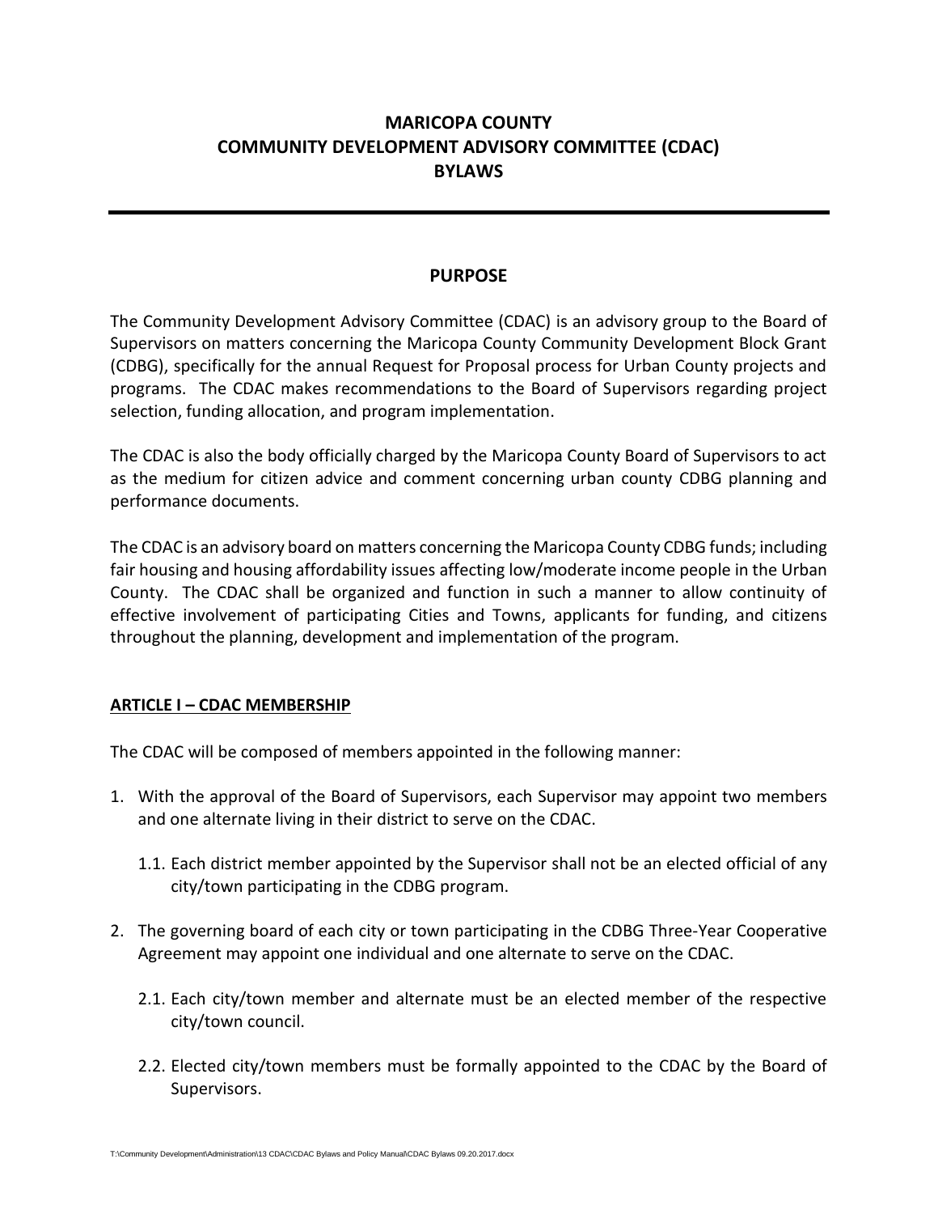# MARICOPA COUNTY
# COMMUNITY DEVELOPMENT ADVISORY COMMITTEE (CDAC)
# BYLAWS

---

## PURPOSE

The Community Development Advisory Committee (CDAC) is an advisory group to the Board of Supervisors on matters concerning the Maricopa County Community Development Block Grant (CDBG), specifically for the annual Request for Proposal process for Urban County projects and programs. The CDAC makes recommendations to the Board of Supervisors regarding project selection, funding allocation, and program implementation.

The CDAC is also the body officially charged by the Maricopa County Board of Supervisors to act as the medium for citizen advice and comment concerning urban county CDBG planning and performance documents.

The CDAC is an advisory board on matters concerning the Maricopa County CDBG funds; including fair housing and housing affordability issues affecting low/moderate income people in the Urban County. The CDAC shall be organized and function in such a manner to allow continuity of effective involvement of participating Cities and Towns, applicants for funding, and citizens throughout the planning, development and implementation of the program.

## ARTICLE I – CDAC MEMBERSHIP

The CDAC will be composed of members appointed in the following manner:

1. With the approval of the Board of Supervisors, each Supervisor may appoint two members and one alternate living in their district to serve on the CDAC.
   - 1.1. Each district member appointed by the Supervisor shall not be an elected official of any city/town participating in the CDBG program.
2. The governing board of each city or town participating in the CDBG Three-Year Cooperative Agreement may appoint one individual and one alternate to serve on the CDAC.
   - 2.1. Each city/town member and alternate must be an elected member of the respective city/town council.
   - 2.2. Elected city/town members must be formally appointed to the CDAC by the Board of Supervisors.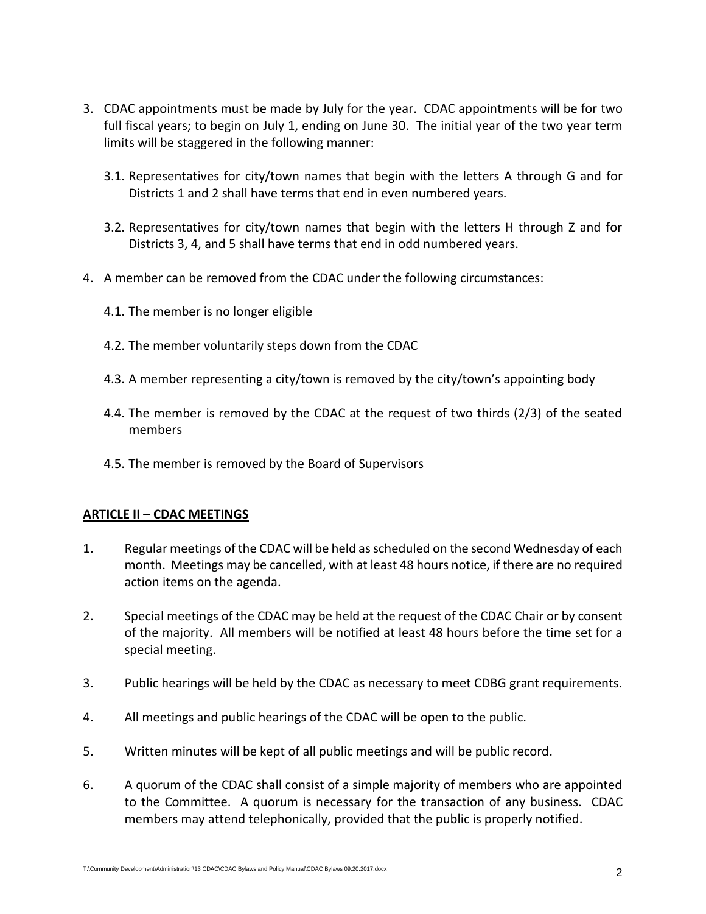3. CDAC appointments must be made by July for the year. CDAC appointments will be for two full fiscal years; to begin on July 1, ending on June 30. The initial year of the two year term limits will be staggered in the following manner:

   3.1. Representatives for city/town names that begin with the letters A through G and for Districts 1 and 2 shall have terms that end in even numbered years.

   3.2. Representatives for city/town names that begin with the letters H through Z and for Districts 3, 4, and 5 shall have terms that end in odd numbered years.

4. A member can be removed from the CDAC under the following circumstances:

   4.1. The member is no longer eligible

   4.2. The member voluntarily steps down from the CDAC

   4.3. A member representing a city/town is removed by the city/town's appointing body

   4.4. The member is removed by the CDAC at the request of two thirds (2/3) of the seated members

   4.5. The member is removed by the Board of Supervisors

## ARTICLE II – CDAC MEETINGS

1. Regular meetings of the CDAC will be held as scheduled on the second Wednesday of each month. Meetings may be cancelled, with at least 48 hours notice, if there are no required action items on the agenda.

2. Special meetings of the CDAC may be held at the request of the CDAC Chair or by consent of the majority. All members will be notified at least 48 hours before the time set for a special meeting.

3. Public hearings will be held by the CDAC as necessary to meet CDBG grant requirements.

4. All meetings and public hearings of the CDAC will be open to the public.

5. Written minutes will be kept of all public meetings and will be public record.

6. A quorum of the CDAC shall consist of a simple majority of members who are appointed to the Committee. A quorum is necessary for the transaction of any business. CDAC members may attend telephonically, provided that the public is properly notified.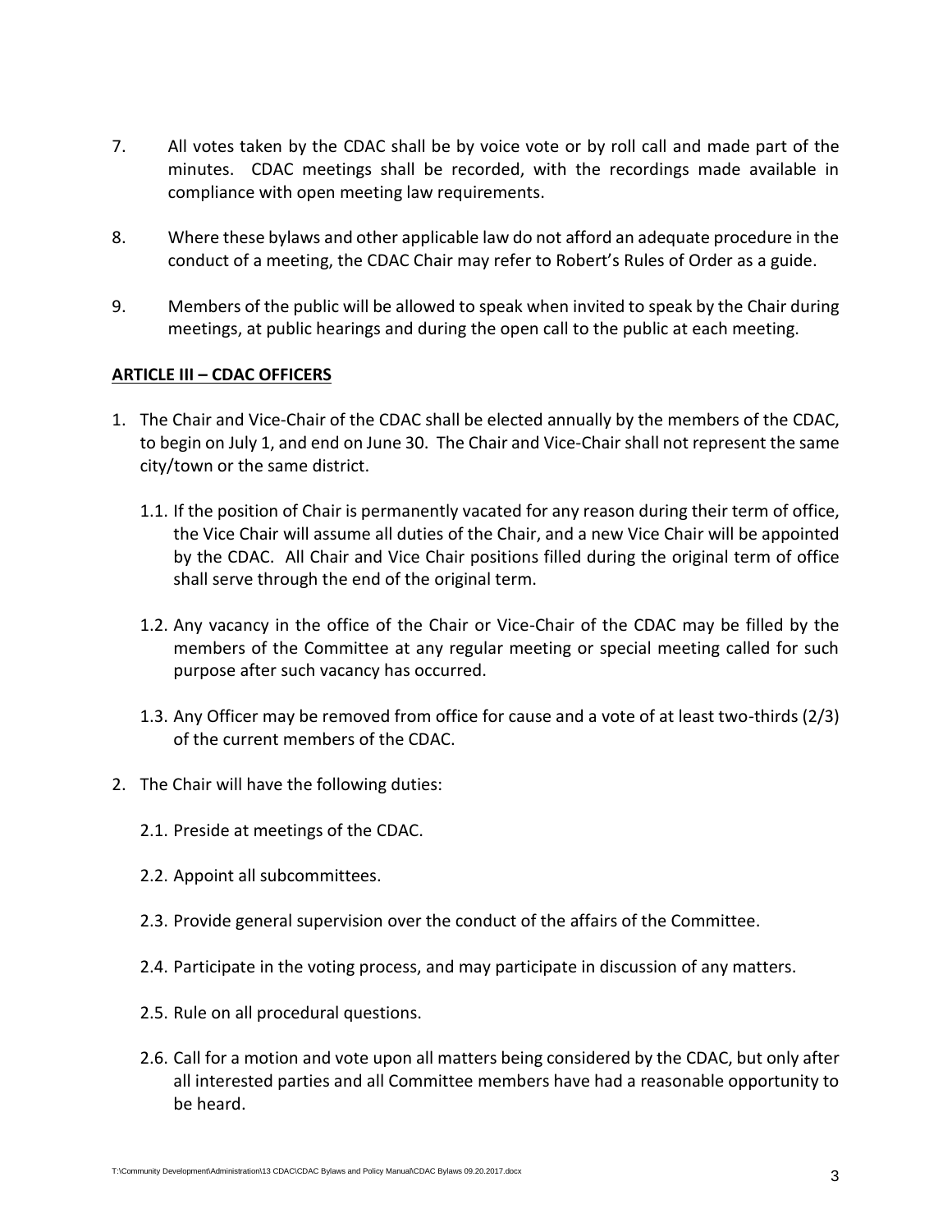7. All votes taken by the CDAC shall be by voice vote or by roll call and made part of the minutes. CDAC meetings shall be recorded, with the recordings made available in compliance with open meeting law requirements.

8. Where these bylaws and other applicable law do not afford an adequate procedure in the conduct of a meeting, the CDAC Chair may refer to Robert's Rules of Order as a guide.

9. Members of the public will be allowed to speak when invited to speak by the Chair during meetings, at public hearings and during the open call to the public at each meeting.

**<u>ARTICLE III – CDAC OFFICERS</u>**

1. The Chair and Vice-Chair of the CDAC shall be elected annually by the members of the CDAC, to begin on July 1, and end on June 30. The Chair and Vice-Chair shall not represent the same city/town or the same district.

   1.1. If the position of Chair is permanently vacated for any reason during their term of office, the Vice Chair will assume all duties of the Chair, and a new Vice Chair will be appointed by the CDAC. All Chair and Vice Chair positions filled during the original term of office shall serve through the end of the original term.

   1.2. Any vacancy in the office of the Chair or Vice-Chair of the CDAC may be filled by the members of the Committee at any regular meeting or special meeting called for such purpose after such vacancy has occurred.

   1.3. Any Officer may be removed from office for cause and a vote of at least two-thirds (2/3) of the current members of the CDAC.

2. The Chair will have the following duties:

   2.1. Preside at meetings of the CDAC.

   2.2. Appoint all subcommittees.

   2.3. Provide general supervision over the conduct of the affairs of the Committee.

   2.4. Participate in the voting process, and may participate in discussion of any matters.

   2.5. Rule on all procedural questions.

   2.6. Call for a motion and vote upon all matters being considered by the CDAC, but only after all interested parties and all Committee members have had a reasonable opportunity to be heard.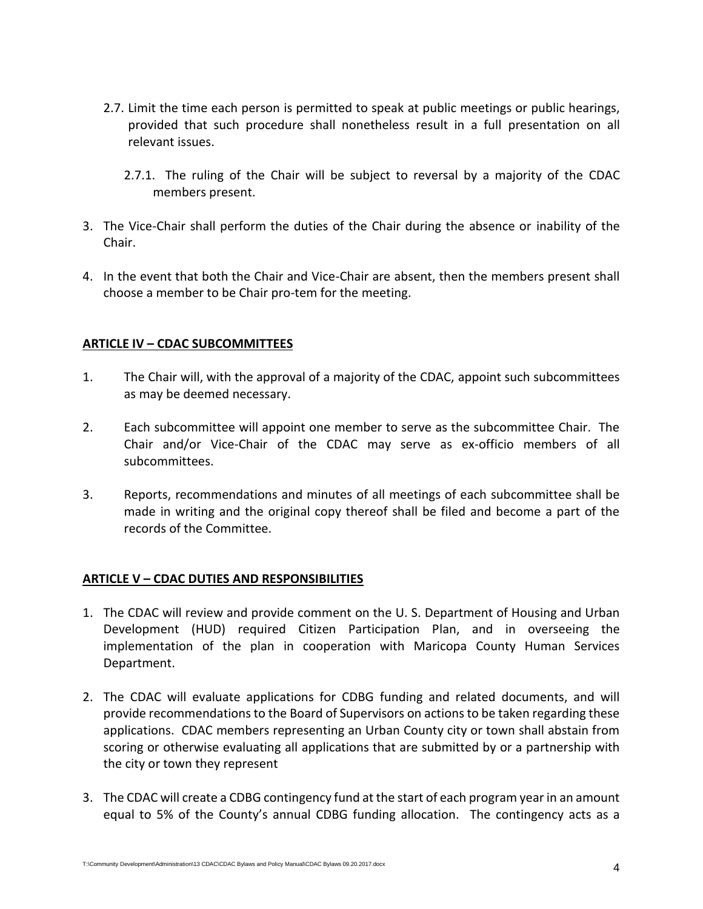2.7. Limit the time each person is permitted to speak at public meetings or public hearings, provided that such procedure shall nonetheless result in a full presentation on all relevant issues.

2.7.1. The ruling of the Chair will be subject to reversal by a majority of the CDAC members present.

3. The Vice-Chair shall perform the duties of the Chair during the absence or inability of the Chair.

4. In the event that both the Chair and Vice-Chair are absent, then the members present shall choose a member to be Chair pro-tem for the meeting.

**ARTICLE IV – CDAC SUBCOMMITTEES**

1. The Chair will, with the approval of a majority of the CDAC, appoint such subcommittees as may be deemed necessary.

2. Each subcommittee will appoint one member to serve as the subcommittee Chair. The Chair and/or Vice-Chair of the CDAC may serve as ex-officio members of all subcommittees.

3. Reports, recommendations and minutes of all meetings of each subcommittee shall be made in writing and the original copy thereof shall be filed and become a part of the records of the Committee.

**ARTICLE V – CDAC DUTIES AND RESPONSIBILITIES**

1. The CDAC will review and provide comment on the U. S. Department of Housing and Urban Development (HUD) required Citizen Participation Plan, and in overseeing the implementation of the plan in cooperation with Maricopa County Human Services Department.

2. The CDAC will evaluate applications for CDBG funding and related documents, and will provide recommendations to the Board of Supervisors on actions to be taken regarding these applications. CDAC members representing an Urban County city or town shall abstain from scoring or otherwise evaluating all applications that are submitted by or a partnership with the city or town they represent

3. The CDAC will create a CDBG contingency fund at the start of each program year in an amount equal to 5% of the County's annual CDBG funding allocation. The contingency acts as a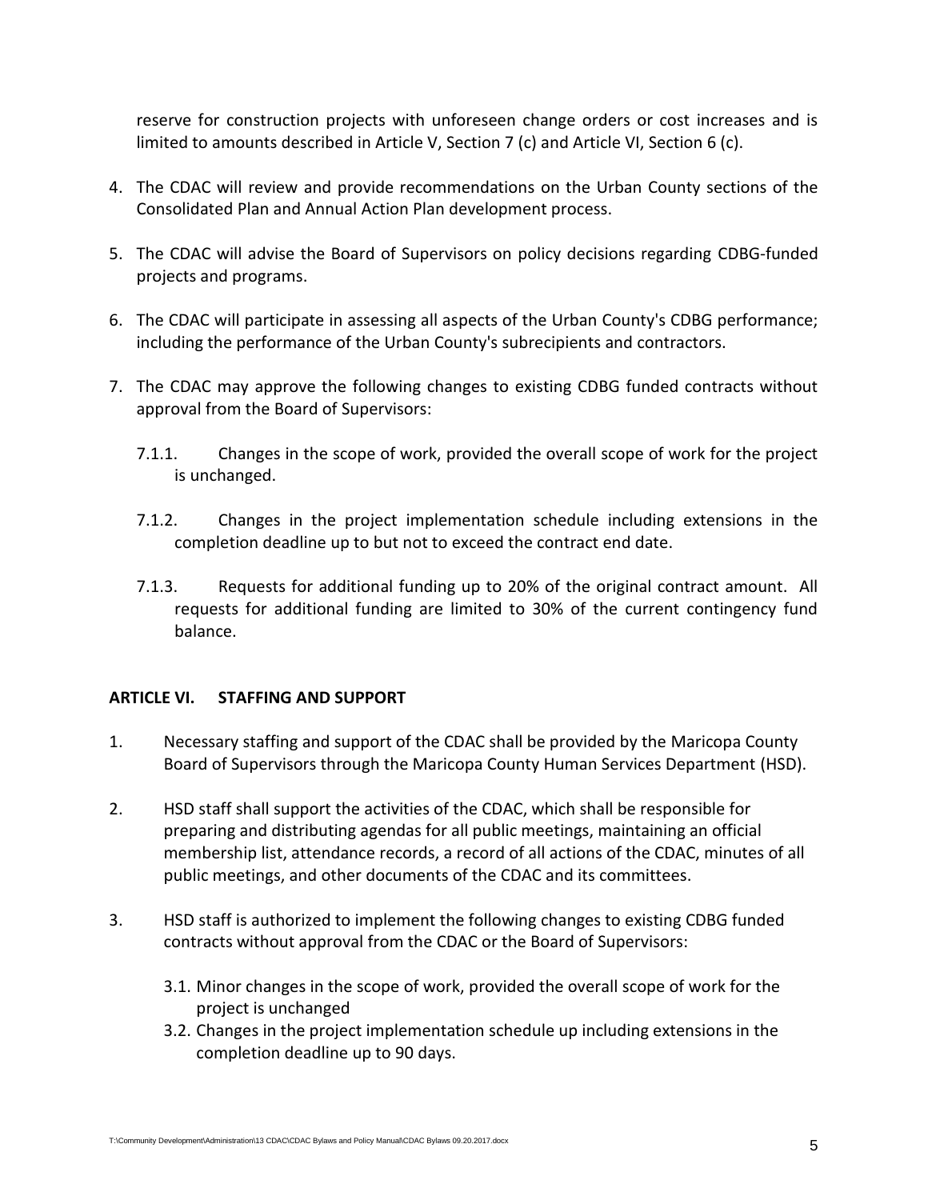reserve for construction projects with unforeseen change orders or cost increases and is limited to amounts described in Article V, Section 7 (c) and Article VI, Section 6 (c).

4. The CDAC will review and provide recommendations on the Urban County sections of the Consolidated Plan and Annual Action Plan development process.

5. The CDAC will advise the Board of Supervisors on policy decisions regarding CDBG-funded projects and programs.

6. The CDAC will participate in assessing all aspects of the Urban County's CDBG performance; including the performance of the Urban County's subrecipients and contractors.

7. The CDAC may approve the following changes to existing CDBG funded contracts without approval from the Board of Supervisors:

   7.1.1. Changes in the scope of work, provided the overall scope of work for the project is unchanged.

   7.1.2. Changes in the project implementation schedule including extensions in the completion deadline up to but not to exceed the contract end date.

   7.1.3. Requests for additional funding up to 20% of the original contract amount. All requests for additional funding are limited to 30% of the current contingency fund balance.

**ARTICLE VI. STAFFING AND SUPPORT**

1. Necessary staffing and support of the CDAC shall be provided by the Maricopa County Board of Supervisors through the Maricopa County Human Services Department (HSD).

2. HSD staff shall support the activities of the CDAC, which shall be responsible for preparing and distributing agendas for all public meetings, maintaining an official membership list, attendance records, a record of all actions of the CDAC, minutes of all public meetings, and other documents of the CDAC and its committees.

3. HSD staff is authorized to implement the following changes to existing CDBG funded contracts without approval from the CDAC or the Board of Supervisors:

   3.1. Minor changes in the scope of work, provided the overall scope of work for the project is unchanged

   3.2. Changes in the project implementation schedule up including extensions in the completion deadline up to 90 days.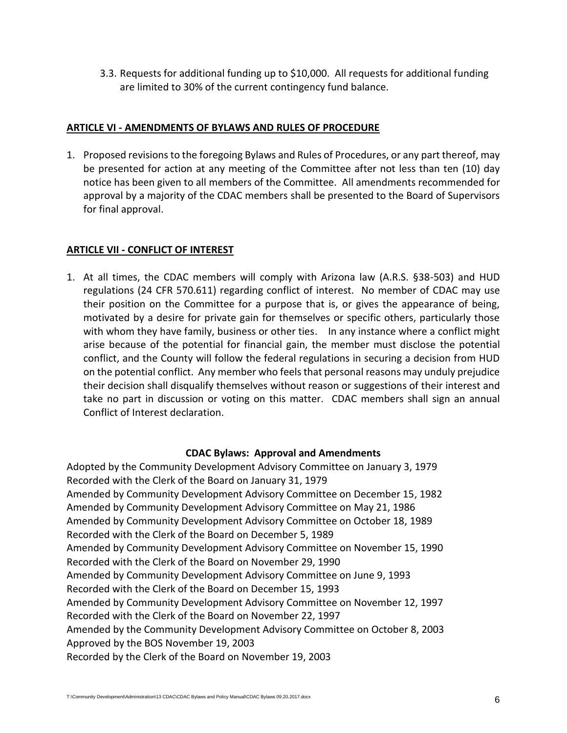3.3. Requests for additional funding up to $10,000. All requests for additional funding are limited to 30% of the current contingency fund balance.

## ARTICLE VI - AMENDMENTS OF BYLAWS AND RULES OF PROCEDURE

1. Proposed revisions to the foregoing Bylaws and Rules of Procedures, or any part thereof, may be presented for action at any meeting of the Committee after not less than ten (10) day notice has been given to all members of the Committee. All amendments recommended for approval by a majority of the CDAC members shall be presented to the Board of Supervisors for final approval.

## ARTICLE VII - CONFLICT OF INTEREST

1. At all times, the CDAC members will comply with Arizona law (A.R.S. §38-503) and HUD regulations (24 CFR 570.611) regarding conflict of interest. No member of CDAC may use their position on the Committee for a purpose that is, or gives the appearance of being, motivated by a desire for private gain for themselves or specific others, particularly those with whom they have family, business or other ties. In any instance where a conflict might arise because of the potential for financial gain, the member must disclose the potential conflict, and the County will follow the federal regulations in securing a decision from HUD on the potential conflict. Any member who feels that personal reasons may unduly prejudice their decision shall disqualify themselves without reason or suggestions of their interest and take no part in discussion or voting on this matter. CDAC members shall sign an annual Conflict of Interest declaration.

**CDAC Bylaws: Approval and Amendments**

Adopted by the Community Development Advisory Committee on January 3, 1979
Recorded with the Clerk of the Board on January 31, 1979
Amended by Community Development Advisory Committee on December 15, 1982
Amended by Community Development Advisory Committee on May 21, 1986
Amended by Community Development Advisory Committee on October 18, 1989
Recorded with the Clerk of the Board on December 5, 1989
Amended by Community Development Advisory Committee on November 15, 1990
Recorded with the Clerk of the Board on November 29, 1990
Amended by Community Development Advisory Committee on June 9, 1993
Recorded with the Clerk of the Board on December 15, 1993
Amended by Community Development Advisory Committee on November 12, 1997
Recorded with the Clerk of the Board on November 22, 1997
Amended by the Community Development Advisory Committee on October 8, 2003
Approved by the BOS November 19, 2003
Recorded by the Clerk of the Board on November 19, 2003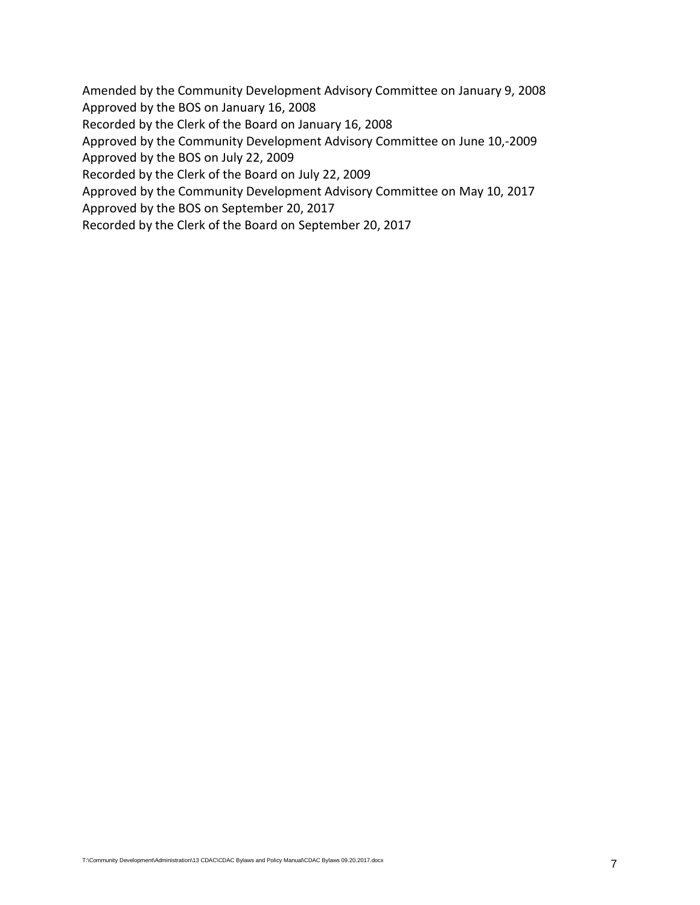Amended by the Community Development Advisory Committee on January 9, 2008
Approved by the BOS on January 16, 2008
Recorded by the Clerk of the Board on January 16, 2008
Approved by the Community Development Advisory Committee on June 10,-2009
Approved by the BOS on July 22, 2009
Recorded by the Clerk of the Board on July 22, 2009
Approved by the Community Development Advisory Committee on May 10, 2017
Approved by the BOS on September 20, 2017
Recorded by the Clerk of the Board on September 20, 2017